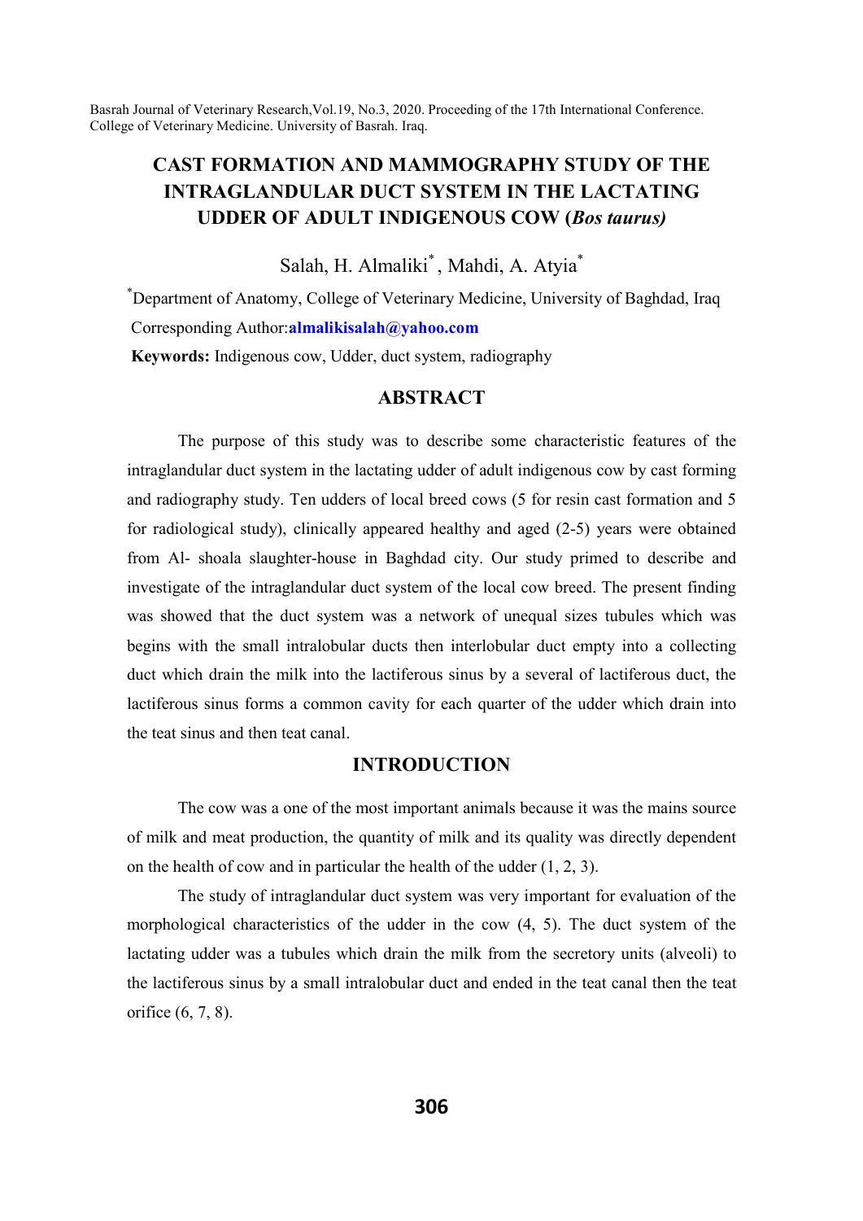# CAST FORMATION AND MAMMOGRAPHY STUDY OF THE INTRAGLANDULAR DUCT SYSTEM IN THE LACTATING UDDER OF ADULT INDIGENOUS COW (*Bos taurus)*

Salah, H. Almaliki[*], Mahdi, A. Atyia[*]

[*]Department of Anatomy, College of Veterinary Medicine, University of Baghdad, Iraq

Corresponding Author: **almalikisalah@yahoo.com**

**Keywords:** Indigenous cow, Udder, duct system, radiography

## ABSTRACT

The purpose of this study was to describe some characteristic features of the intraglandular duct system in the lactating udder of adult indigenous cow by cast forming and radiography study. Ten udders of local breed cows (5 for resin cast formation and 5 for radiological study), clinically appeared healthy and aged (2-5) years were obtained from Al- shoala slaughter-house in Baghdad city. Our study primed to describe and investigate of the intraglandular duct system of the local cow breed. The present finding was showed that the duct system was a network of unequal sizes tubules which was begins with the small intralobular ducts then interlobular duct empty into a collecting duct which drain the milk into the lactiferous sinus by a several of lactiferous duct, the lactiferous sinus forms a common cavity for each quarter of the udder which drain into the teat sinus and then teat canal.

## INTRODUCTION

The cow was a one of the most important animals because it was the mains source of milk and meat production, the quantity of milk and its quality was directly dependent on the health of cow and in particular the health of the udder (1, 2, 3).

The study of intraglandular duct system was very important for evaluation of the morphological characteristics of the udder in the cow (4, 5). The duct system of the lactating udder was a tubules which drain the milk from the secretory units (alveoli) to the lactiferous sinus by a small intralobular duct and ended in the teat canal then the teat orifice (6, 7, 8).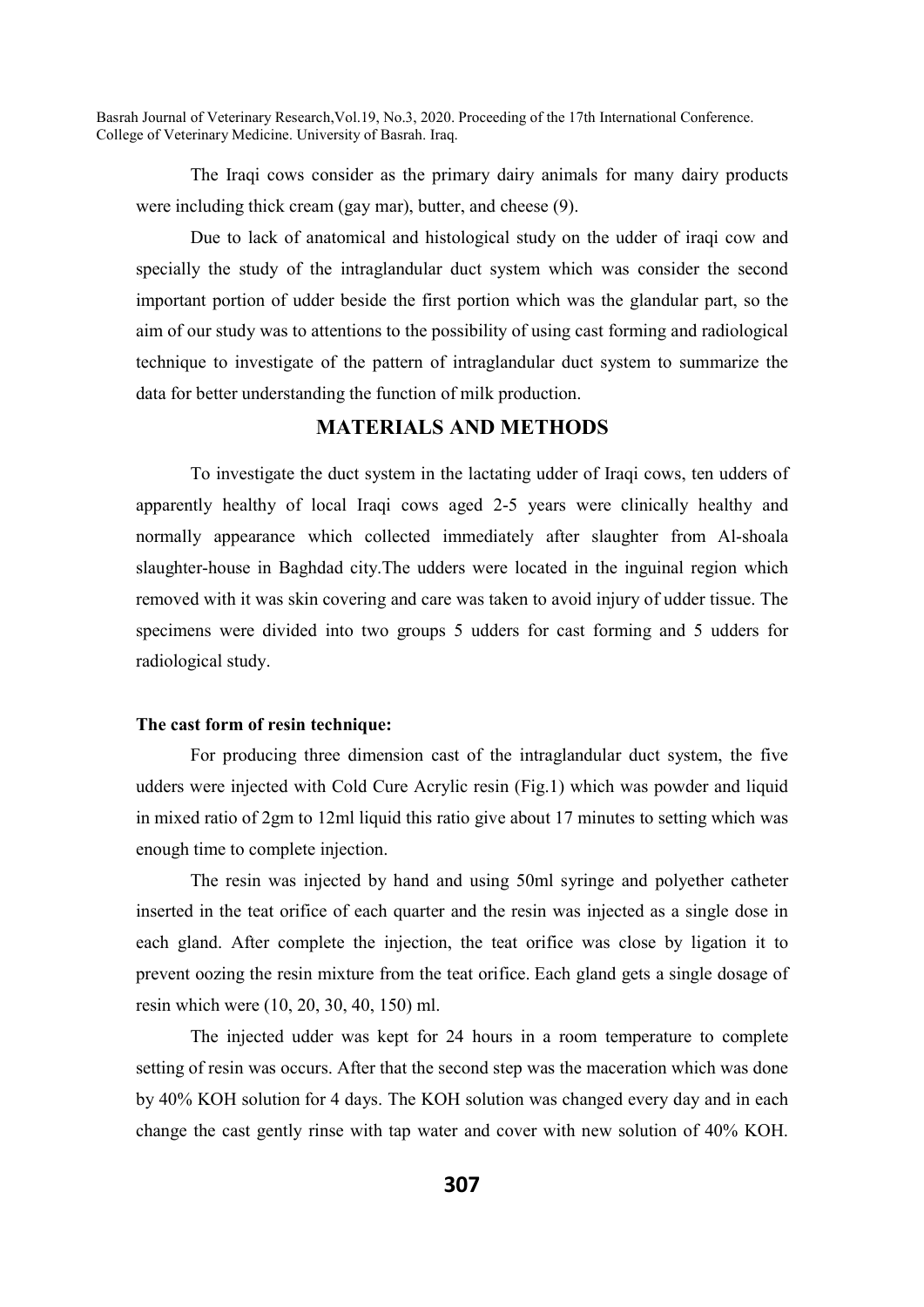The Iraqi cows consider as the primary dairy animals for many dairy products were including thick cream (gay mar), butter, and cheese (9).

Due to lack of anatomical and histological study on the udder of iraqi cow and specially the study of the intraglandular duct system which was consider the second important portion of udder beside the first portion which was the glandular part, so the aim of our study was to attentions to the possibility of using cast forming and radiological technique to investigate of the pattern of intraglandular duct system to summarize the data for better understanding the function of milk production.

## MATERIALS AND METHODS

To investigate the duct system in the lactating udder of Iraqi cows, ten udders of apparently healthy of local Iraqi cows aged 2-5 years were clinically healthy and normally appearance which collected immediately after slaughter from Al-shoala slaughter-house in Baghdad city.The udders were located in the inguinal region which removed with it was skin covering and care was taken to avoid injury of udder tissue. The specimens were divided into two groups 5 udders for cast forming and 5 udders for radiological study.

**The cast form of resin technique:**

For producing three dimension cast of the intraglandular duct system, the five udders were injected with Cold Cure Acrylic resin (Fig.1) which was powder and liquid in mixed ratio of 2gm to 12ml liquid this ratio give about 17 minutes to setting which was enough time to complete injection.

The resin was injected by hand and using 50ml syringe and polyether catheter inserted in the teat orifice of each quarter and the resin was injected as a single dose in each gland. After complete the injection, the teat orifice was close by ligation it to prevent oozing the resin mixture from the teat orifice. Each gland gets a single dosage of resin which were (10, 20, 30, 40, 150) ml.

The injected udder was kept for 24 hours in a room temperature to complete setting of resin was occurs. After that the second step was the maceration which was done by 40% KOH solution for 4 days. The KOH solution was changed every day and in each change the cast gently rinse with tap water and cover with new solution of 40% KOH.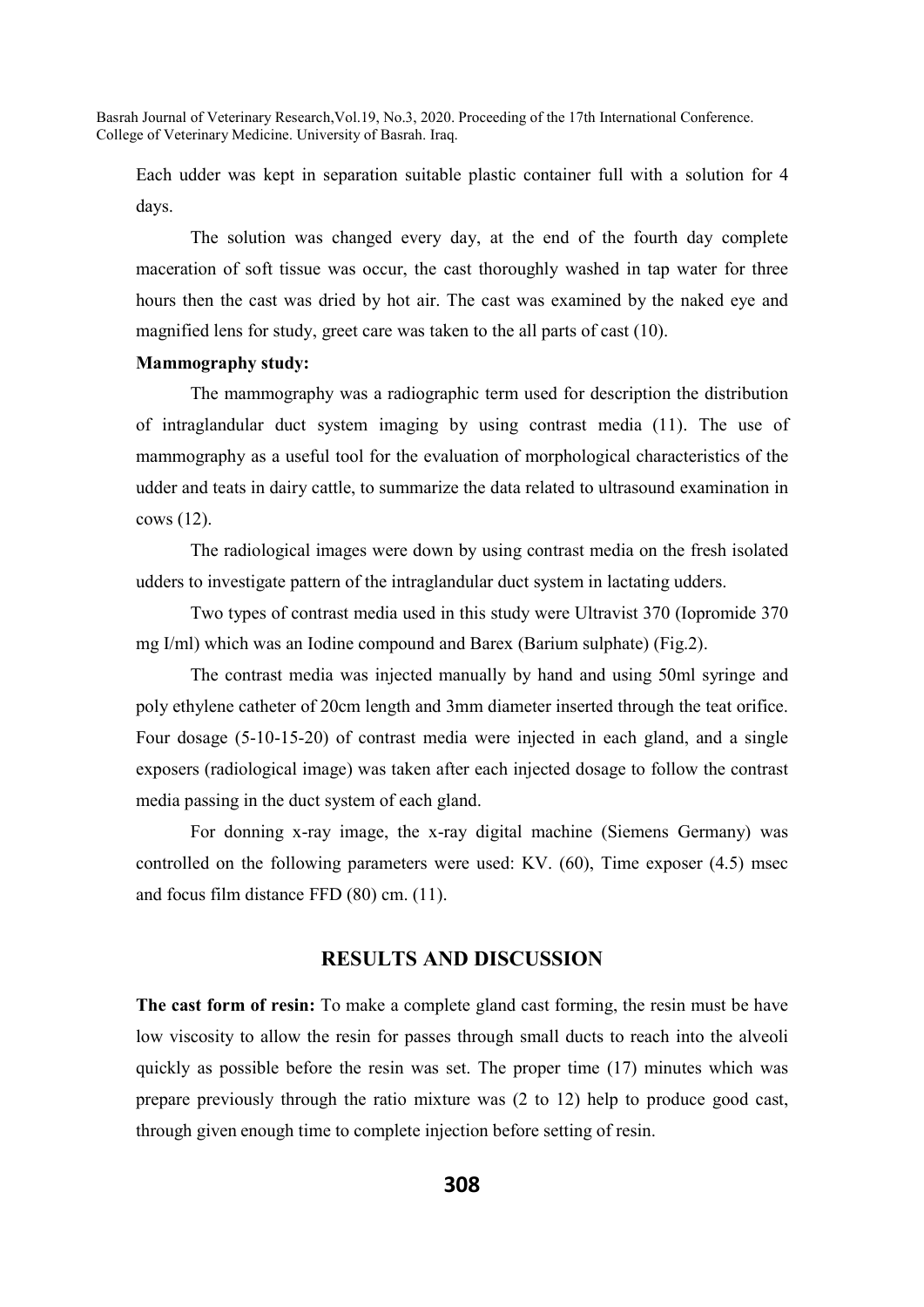Each udder was kept in separation suitable plastic container full with a solution for 4 days.

The solution was changed every day, at the end of the fourth day complete maceration of soft tissue was occur, the cast thoroughly washed in tap water for three hours then the cast was dried by hot air. The cast was examined by the naked eye and magnified lens for study, greet care was taken to the all parts of cast (10).

**Mammography study:**

The mammography was a radiographic term used for description the distribution of intraglandular duct system imaging by using contrast media (11). The use of mammography as a useful tool for the evaluation of morphological characteristics of the udder and teats in dairy cattle, to summarize the data related to ultrasound examination in cows (12).

The radiological images were down by using contrast media on the fresh isolated udders to investigate pattern of the intraglandular duct system in lactating udders.

Two types of contrast media used in this study were Ultravist 370 (Iopromide 370 mg I/ml) which was an Iodine compound and Barex (Barium sulphate) (Fig.2).

The contrast media was injected manually by hand and using 50ml syringe and poly ethylene catheter of 20cm length and 3mm diameter inserted through the teat orifice. Four dosage (5-10-15-20) of contrast media were injected in each gland, and a single exposers (radiological image) was taken after each injected dosage to follow the contrast media passing in the duct system of each gland.

For donning x-ray image, the x-ray digital machine (Siemens Germany) was controlled on the following parameters were used: KV. (60), Time exposer (4.5) msec and focus film distance FFD (80) cm. (11).

## RESULTS AND DISCUSSION

**The cast form of resin:** To make a complete gland cast forming, the resin must be have low viscosity to allow the resin for passes through small ducts to reach into the alveoli quickly as possible before the resin was set. The proper time (17) minutes which was prepare previously through the ratio mixture was (2 to 12) help to produce good cast, through given enough time to complete injection before setting of resin.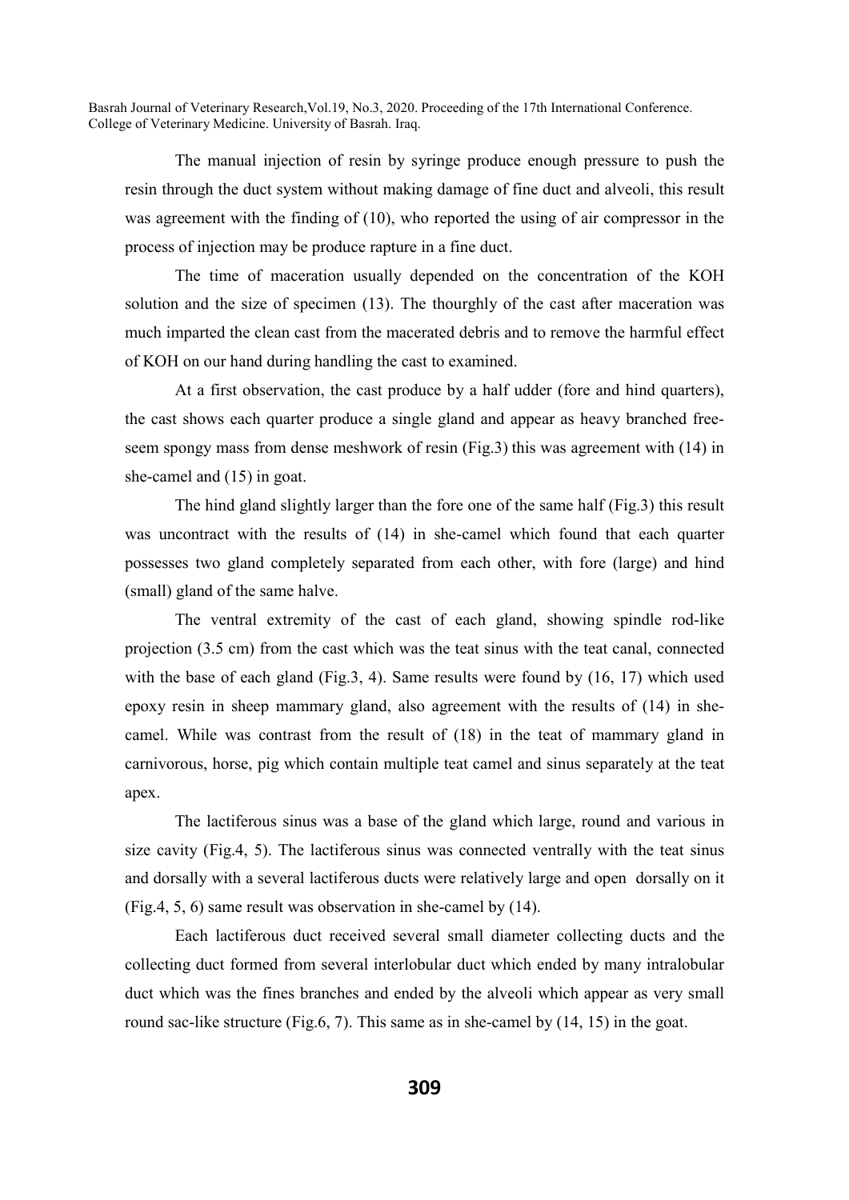The manual injection of resin by syringe produce enough pressure to push the resin through the duct system without making damage of fine duct and alveoli, this result was agreement with the finding of (10), who reported the using of air compressor in the process of injection may be produce rapture in a fine duct.

The time of maceration usually depended on the concentration of the KOH solution and the size of specimen (13). The thourghly of the cast after maceration was much imparted the clean cast from the macerated debris and to remove the harmful effect of KOH on our hand during handling the cast to examined.

At a first observation, the cast produce by a half udder (fore and hind quarters), the cast shows each quarter produce a single gland and appear as heavy branched free-seem spongy mass from dense meshwork of resin (Fig.3) this was agreement with (14) in she-camel and (15) in goat.

The hind gland slightly larger than the fore one of the same half (Fig.3) this result was uncontract with the results of (14) in she-camel which found that each quarter possesses two gland completely separated from each other, with fore (large) and hind (small) gland of the same halve.

The ventral extremity of the cast of each gland, showing spindle rod-like projection (3.5 cm) from the cast which was the teat sinus with the teat canal, connected with the base of each gland (Fig.3, 4). Same results were found by (16, 17) which used epoxy resin in sheep mammary gland, also agreement with the results of (14) in she-camel. While was contrast from the result of (18) in the teat of mammary gland in carnivorous, horse, pig which contain multiple teat camel and sinus separately at the teat apex.

The lactiferous sinus was a base of the gland which large, round and various in size cavity (Fig.4, 5). The lactiferous sinus was connected ventrally with the teat sinus and dorsally with a several lactiferous ducts were relatively large and open dorsally on it (Fig.4, 5, 6) same result was observation in she-camel by (14).

Each lactiferous duct received several small diameter collecting ducts and the collecting duct formed from several interlobular duct which ended by many intralobular duct which was the fines branches and ended by the alveoli which appear as very small round sac-like structure (Fig.6, 7). This same as in she-camel by (14, 15) in the goat.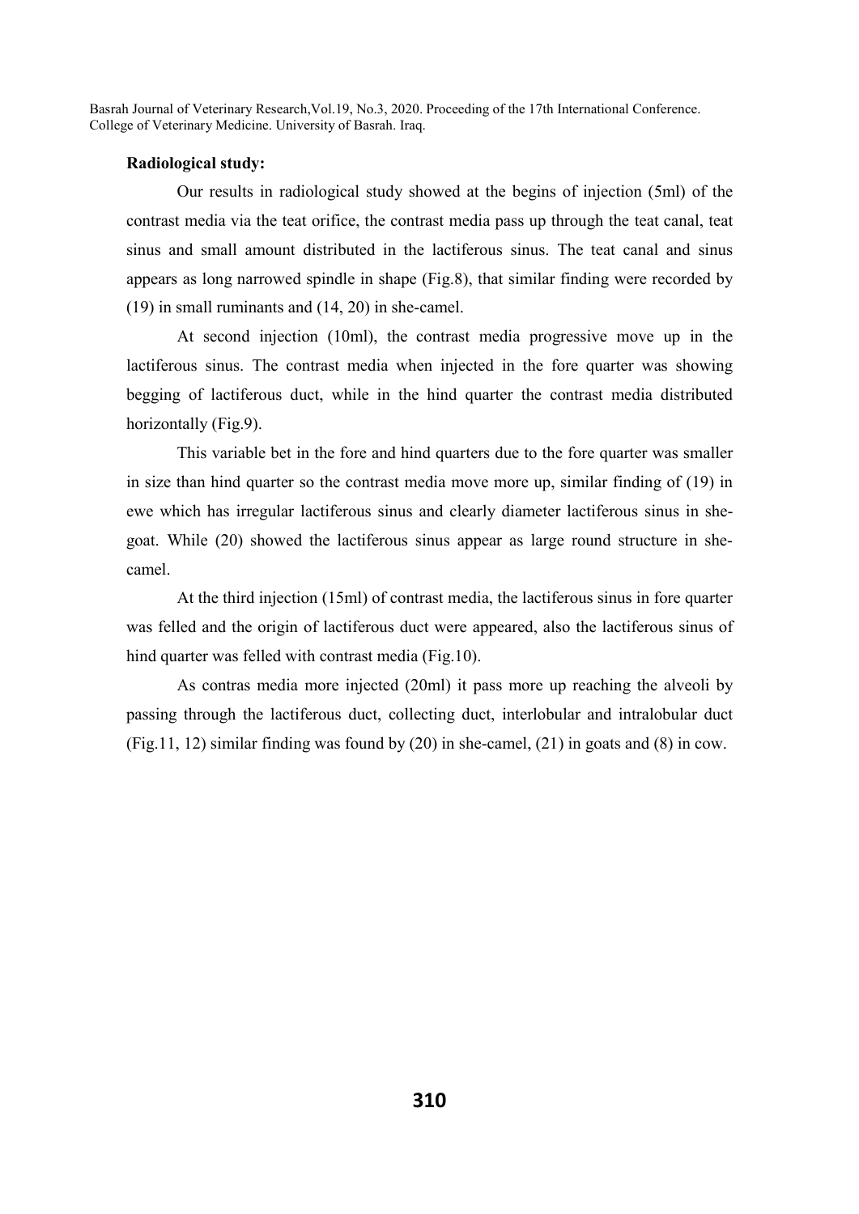**Radiological study:**

Our results in radiological study showed at the begins of injection (5ml) of the contrast media via the teat orifice, the contrast media pass up through the teat canal, teat sinus and small amount distributed in the lactiferous sinus. The teat canal and sinus appears as long narrowed spindle in shape (Fig.8), that similar finding were recorded by (19) in small ruminants and (14, 20) in she-camel.

At second injection (10ml), the contrast media progressive move up in the lactiferous sinus. The contrast media when injected in the fore quarter was showing begging of lactiferous duct, while in the hind quarter the contrast media distributed horizontally (Fig.9).

This variable bet in the fore and hind quarters due to the fore quarter was smaller in size than hind quarter so the contrast media move more up, similar finding of (19) in ewe which has irregular lactiferous sinus and clearly diameter lactiferous sinus in she-goat. While (20) showed the lactiferous sinus appear as large round structure in she-camel.

At the third injection (15ml) of contrast media, the lactiferous sinus in fore quarter was felled and the origin of lactiferous duct were appeared, also the lactiferous sinus of hind quarter was felled with contrast media (Fig.10).

As contras media more injected (20ml) it pass more up reaching the alveoli by passing through the lactiferous duct, collecting duct, interlobular and intralobular duct (Fig.11, 12) similar finding was found by (20) in she-camel, (21) in goats and (8) in cow.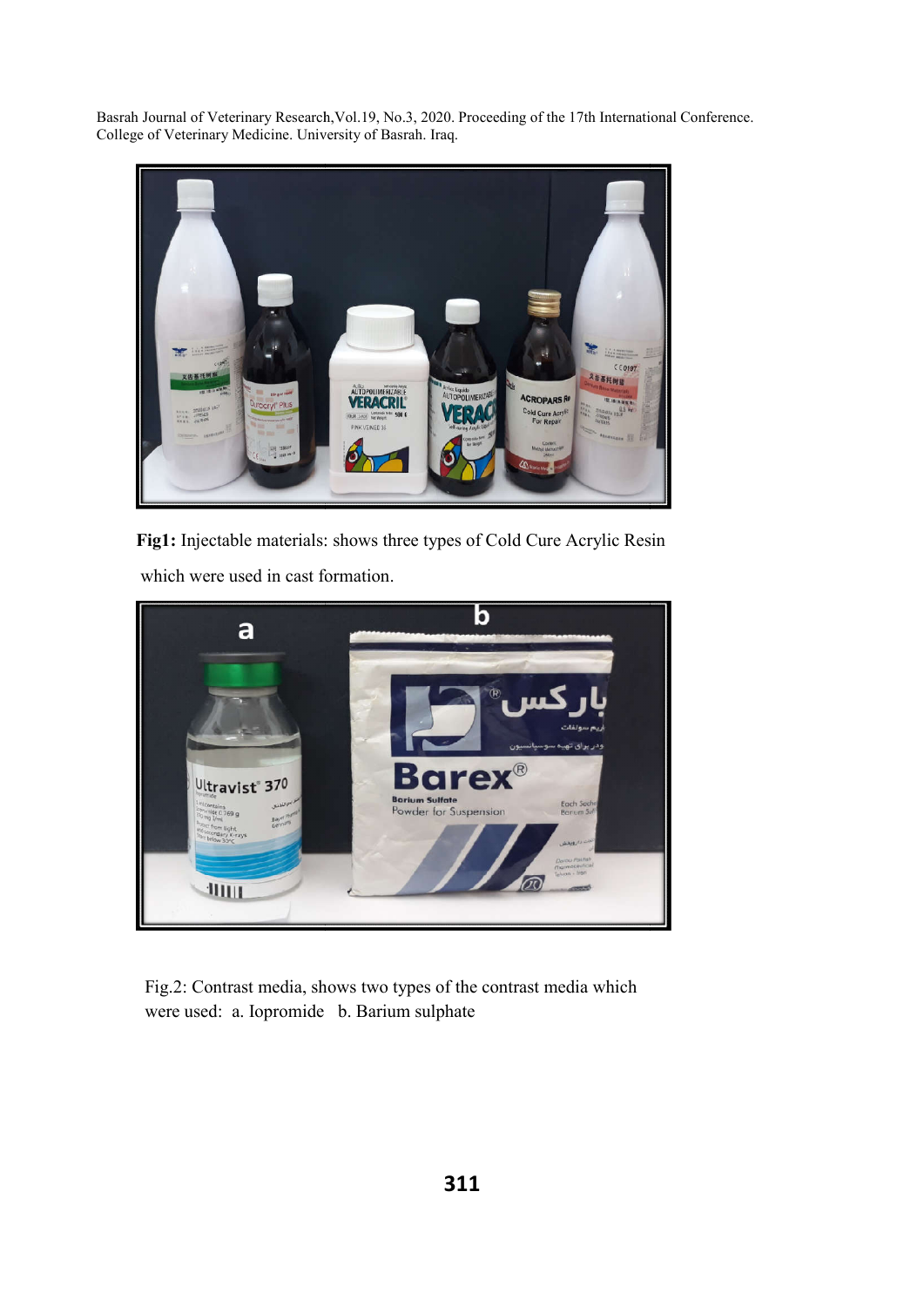**Fig1:** Injectable materials: shows three types of Cold Cure Acrylic Resin which were used in cast formation.

Fig.2: Contrast media, shows two types of the contrast media which were used: a. Iopromide b. Barium sulphate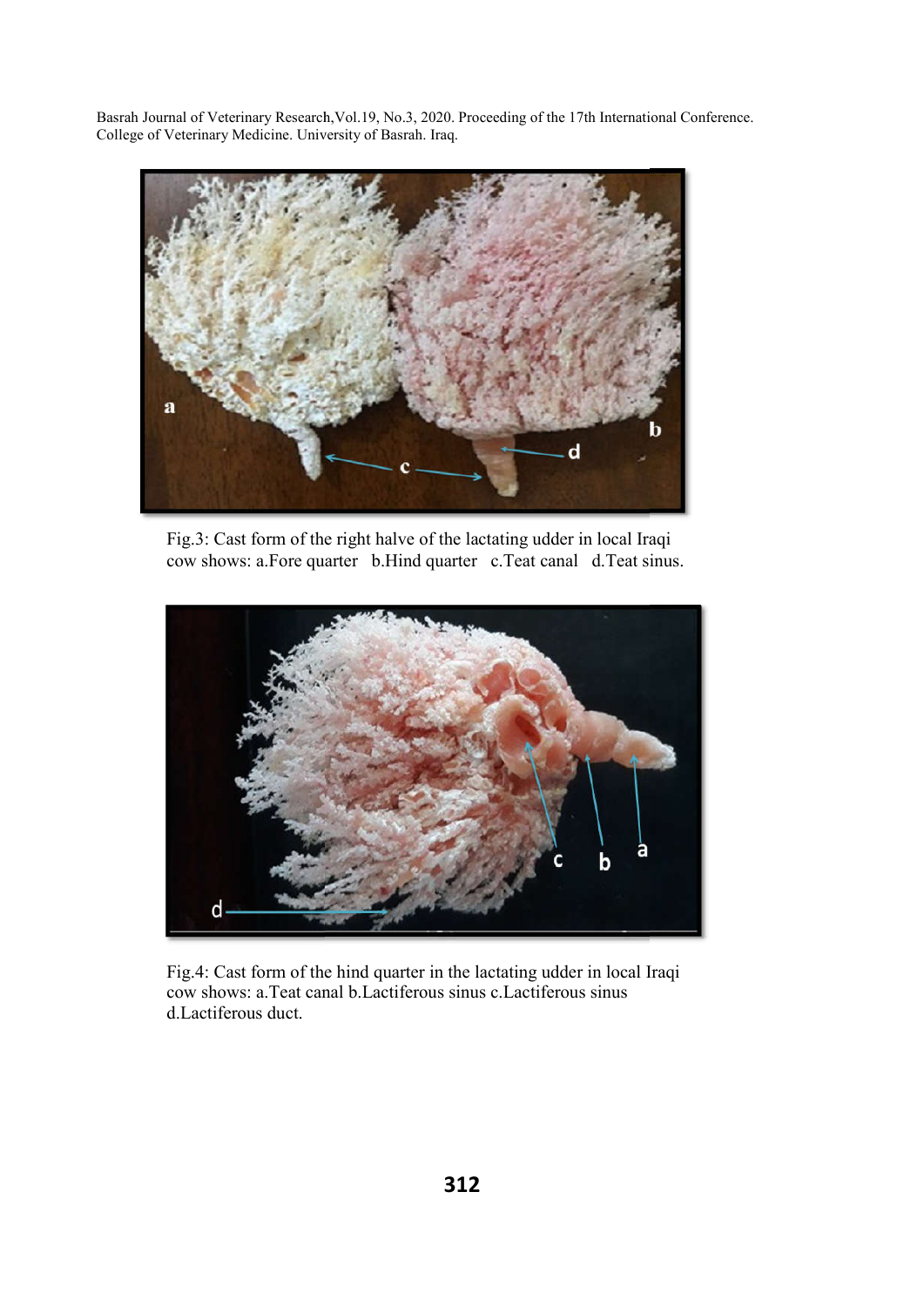Fig.3: Cast form of the right halve of the lactating udder in local Iraqi cow shows: a.Fore quarter b.Hind quarter c.Teat canal d.Teat sinus.

Fig.4: Cast form of the hind quarter in the lactating udder in local Iraqi cow shows: a.Teat canal b.Lactiferous sinus c.Lactiferous sinus d.Lactiferous duct.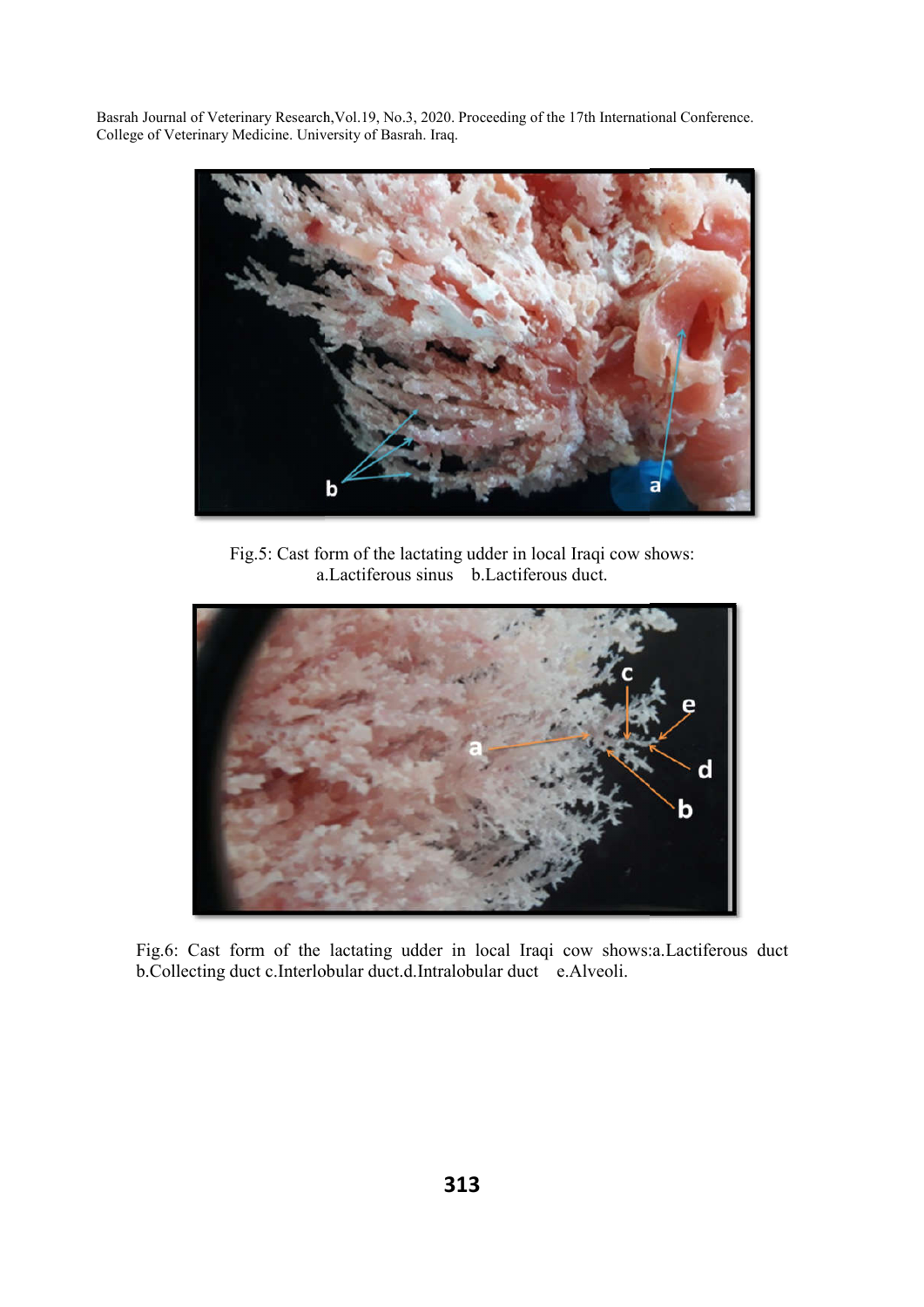Fig.5: Cast form of the lactating udder in local Iraqi cow shows: a.Lactiferous sinus b.Lactiferous duct.

Fig.6: Cast form of the lactating udder in local Iraqi cow shows:a.Lactiferous duct b.Collecting duct c.Interlobular duct.d.Intralobular duct e.Alveoli.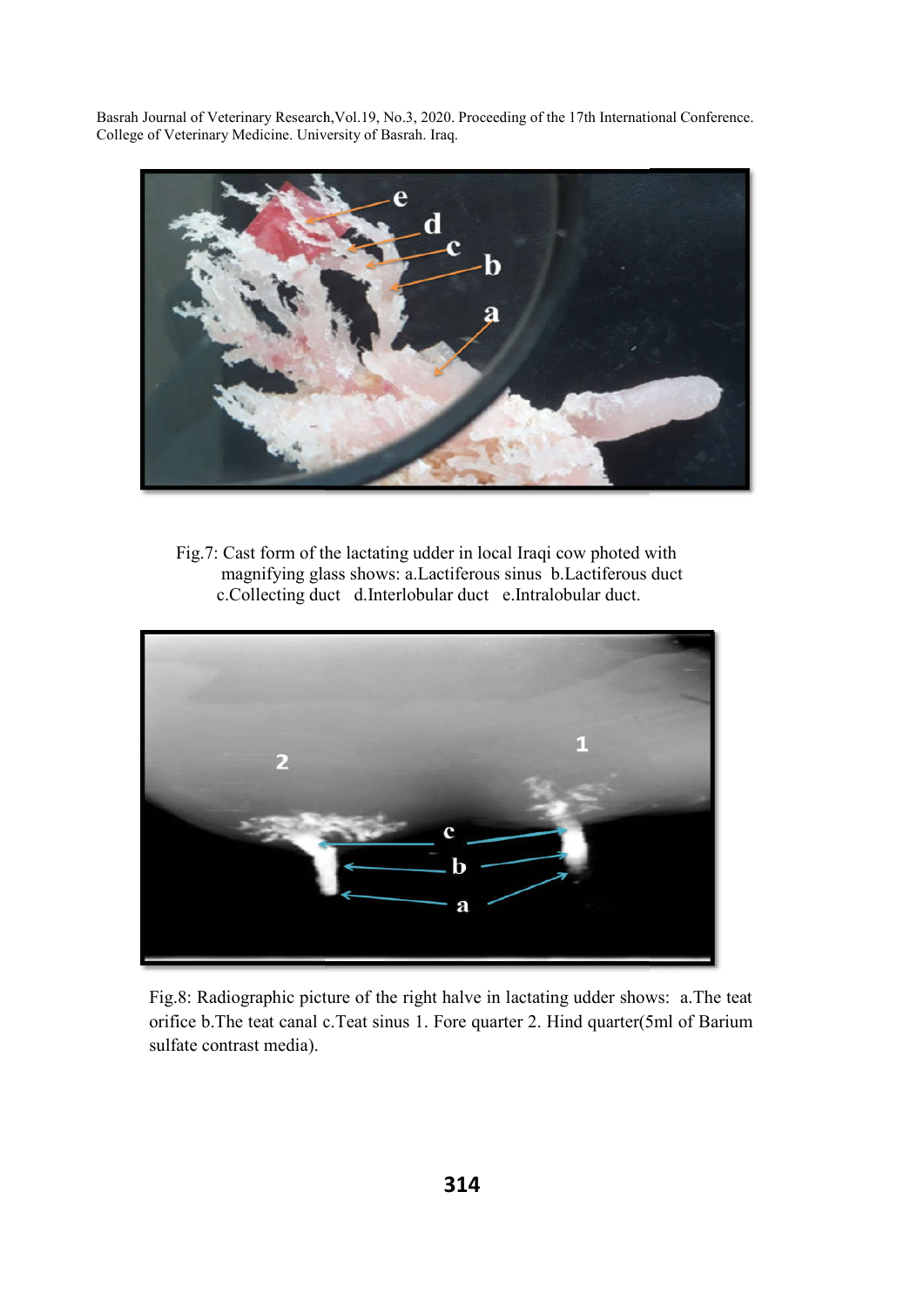Fig.7: Cast form of the lactating udder in local Iraqi cow photed with magnifying glass shows: a.Lactiferous sinus b.Lactiferous duct c.Collecting duct d.Interlobular duct e.Intralobular duct.

Fig.8: Radiographic picture of the right halve in lactating udder shows: a.The teat orifice b.The teat canal c.Teat sinus 1. Fore quarter 2. Hind quarter(5ml of Barium sulfate contrast media).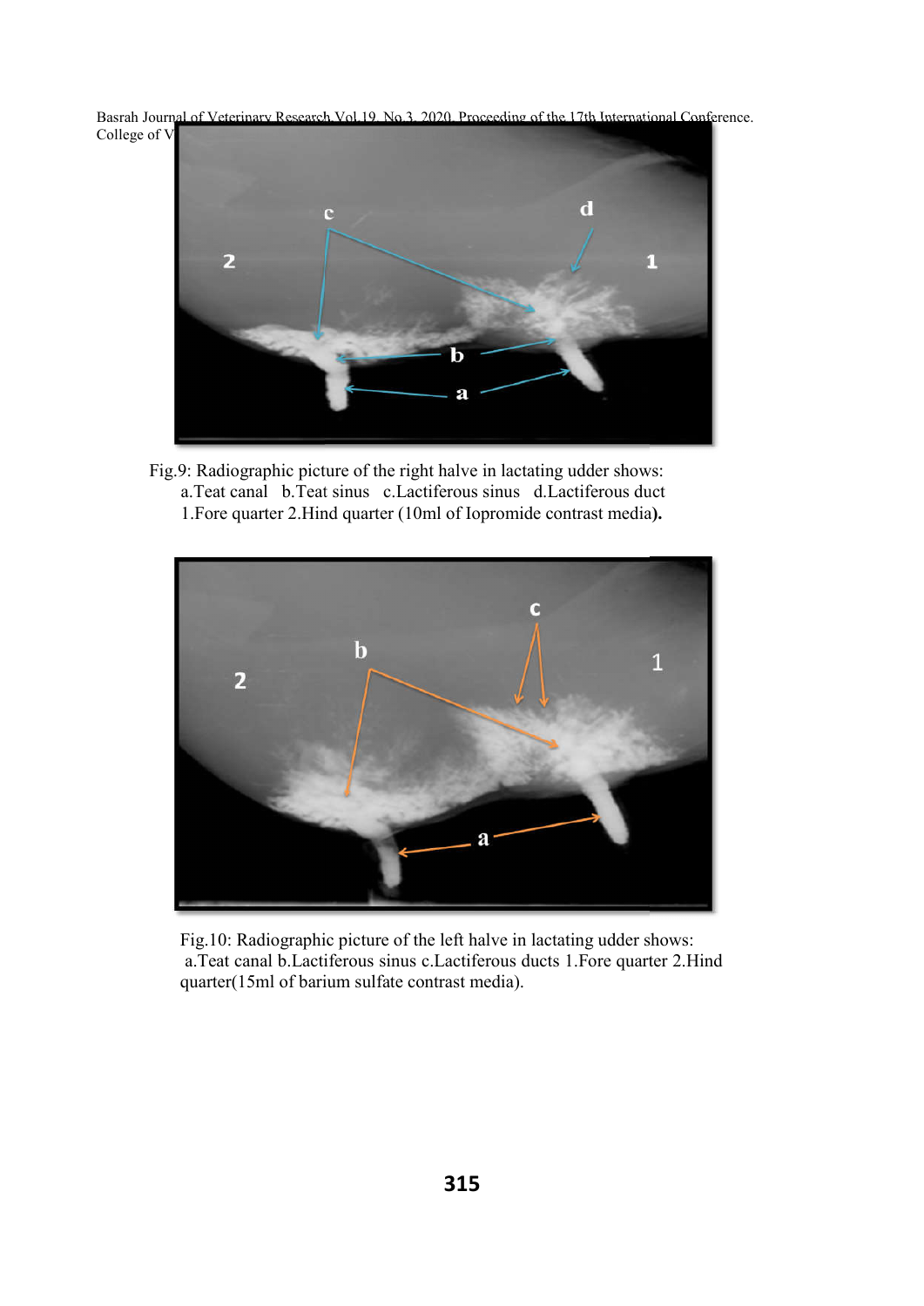Fig.9: Radiographic picture of the right halve in lactating udder shows: a.Teat canal b.Teat sinus c.Lactiferous sinus d.Lactiferous duct 1.Fore quarter 2.Hind quarter (10ml of Iopromide contrast media**).**

Fig.10: Radiographic picture of the left halve in lactating udder shows: a.Teat canal b.Lactiferous sinus c.Lactiferous ducts 1.Fore quarter 2.Hind quarter(15ml of barium sulfate contrast media).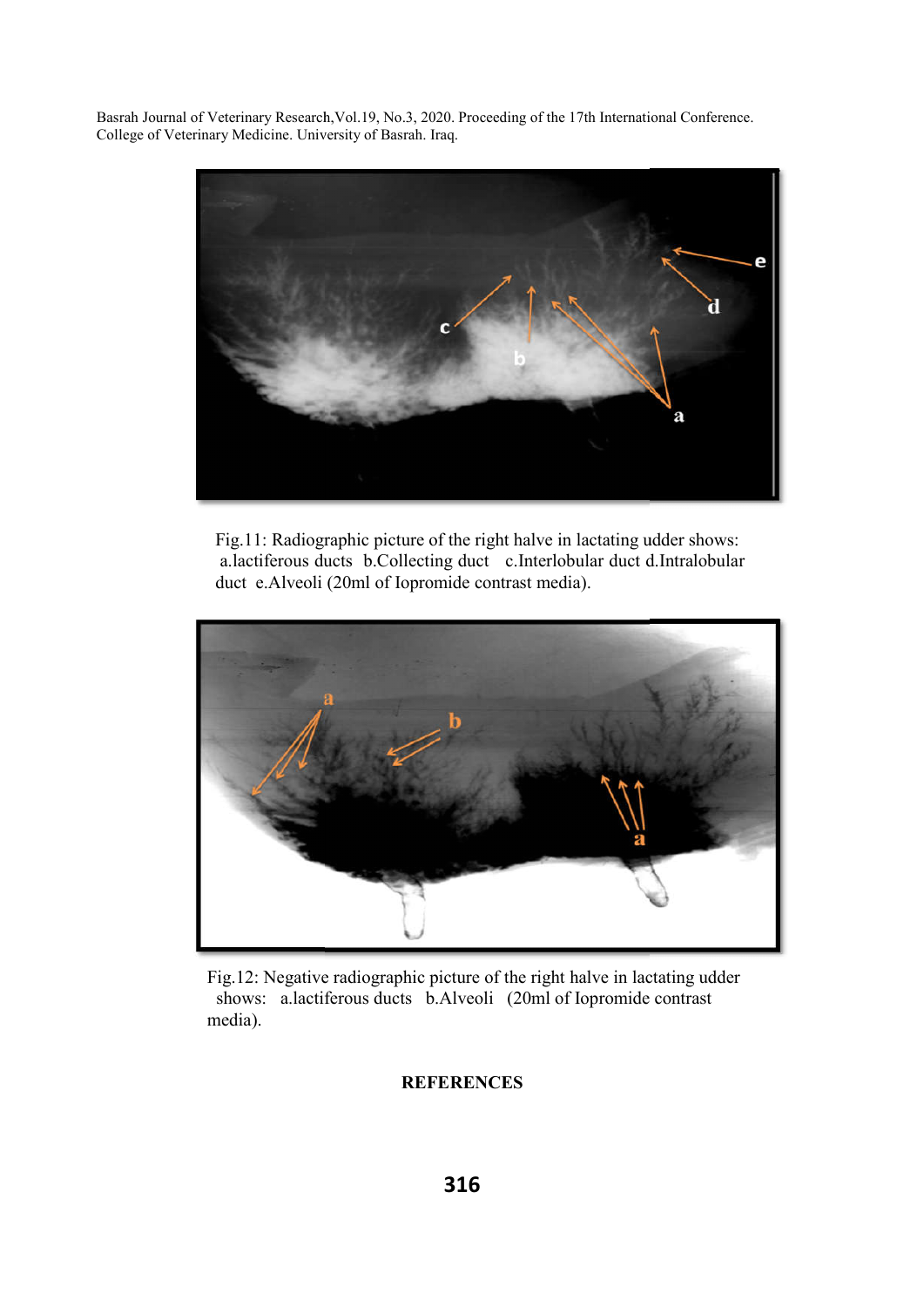Fig.11: Radiographic picture of the right halve in lactating udder shows: a.lactiferous ducts b.Collecting duct c.Interlobular duct d.Intralobular duct e.Alveoli (20ml of Iopromide contrast media).

Fig.12: Negative radiographic picture of the right halve in lactating udder shows: a.lactiferous ducts b.Alveoli (20ml of Iopromide contrast media).

## REFERENCES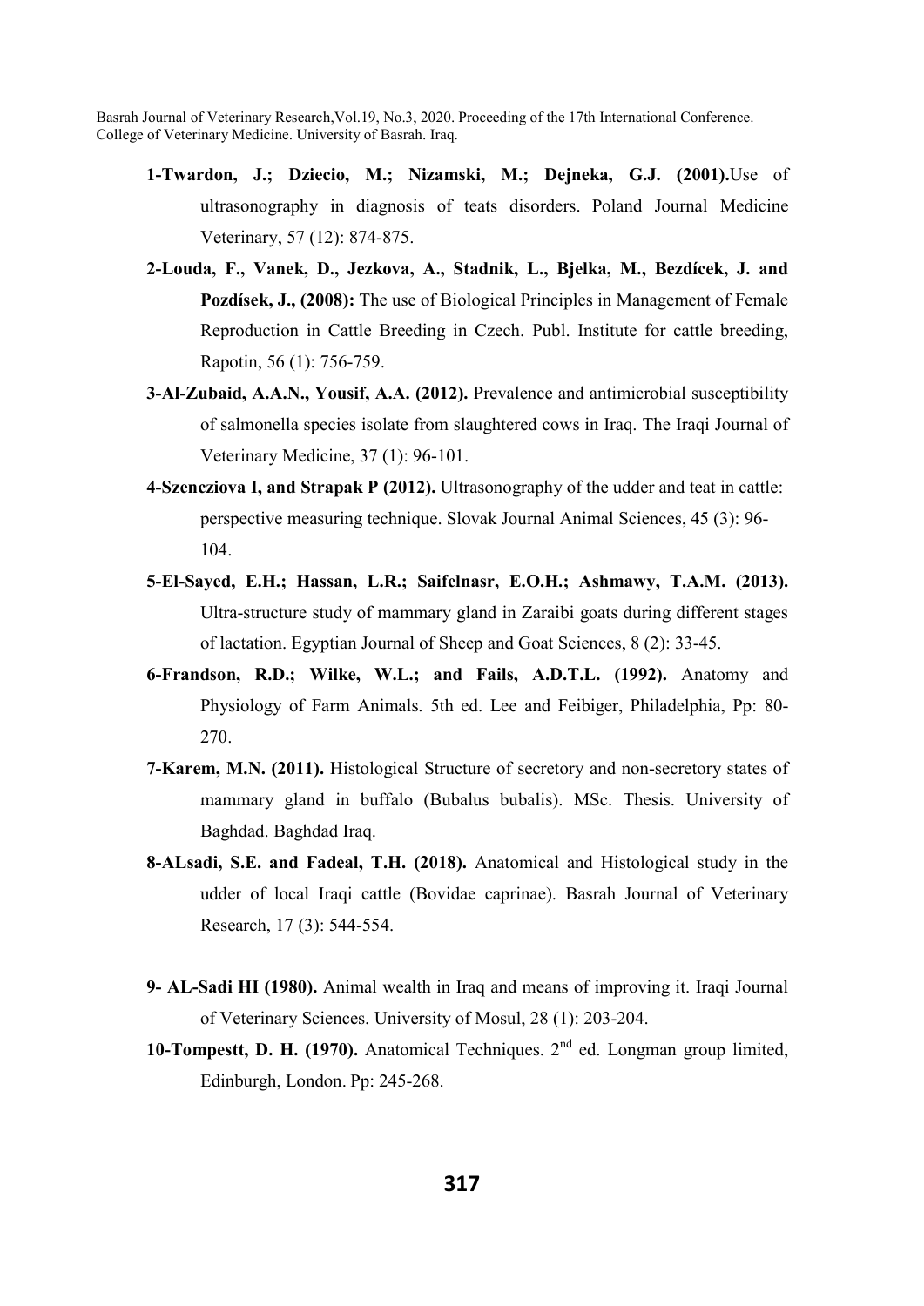**1-Twardon, J.; Dziecio, M.; Nizamski, M.; Dejneka, G.J. (2001).**Use of ultrasonography in diagnosis of teats disorders. Poland Journal Medicine Veterinary, 57 (12): 874-875.

**2-Louda, F., Vanek, D., Jezkova, A., Stadnik, L., Bjelka, M., Bezdícek, J. and Pozdísek, J., (2008):** The use of Biological Principles in Management of Female Reproduction in Cattle Breeding in Czech. Publ. Institute for cattle breeding, Rapotin, 56 (1): 756-759.

**3-Al-Zubaid, A.A.N., Yousif, A.A. (2012).** Prevalence and antimicrobial susceptibility of salmonella species isolate from slaughtered cows in Iraq. The Iraqi Journal of Veterinary Medicine, 37 (1): 96-101.

**4-Szencziova I, and Strapak P (2012).** Ultrasonography of the udder and teat in cattle: perspective measuring technique. Slovak Journal Animal Sciences, 45 (3): 96-104.

**5-El-Sayed, E.H.; Hassan, L.R.; Saifelnasr, E.O.H.; Ashmawy, T.A.M. (2013).** Ultra-structure study of mammary gland in Zaraibi goats during different stages of lactation. Egyptian Journal of Sheep and Goat Sciences, 8 (2): 33-45.

**6-Frandson, R.D.; Wilke, W.L.; and Fails, A.D.T.L. (1992).** Anatomy and Physiology of Farm Animals. 5th ed. Lee and Feibiger, Philadelphia, Pp: 80-270.

**7-Karem, M.N. (2011).** Histological Structure of secretory and non-secretory states of mammary gland in buffalo (Bubalus bubalis). MSc. Thesis. University of Baghdad. Baghdad Iraq.

**8-ALsadi, S.E. and Fadeal, T.H. (2018).** Anatomical and Histological study in the udder of local Iraqi cattle (Bovidae caprinae). Basrah Journal of Veterinary Research, 17 (3): 544-554.

**9- AL-Sadi HI (1980).** Animal wealth in Iraq and means of improving it. Iraqi Journal of Veterinary Sciences. University of Mosul, 28 (1): 203-204.

**10-Tompestt, D. H. (1970).** Anatomical Techniques. 2nd ed. Longman group limited, Edinburgh, London. Pp: 245-268.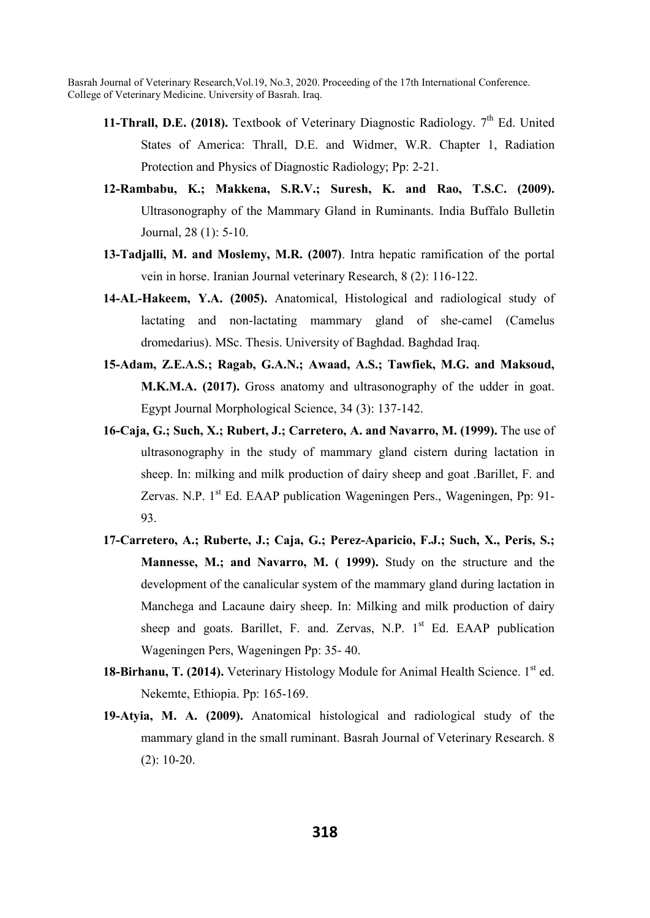**11-Thrall, D.E. (2018).** Textbook of Veterinary Diagnostic Radiology. 7th Ed. United States of America: Thrall, D.E. and Widmer, W.R. Chapter 1, Radiation Protection and Physics of Diagnostic Radiology; Pp: 2-21.

**12-Rambabu, K.; Makkena, S.R.V.; Suresh, K. and Rao, T.S.C. (2009).** Ultrasonography of the Mammary Gland in Ruminants. India Buffalo Bulletin Journal, 28 (1): 5-10.

**13-Tadjalli, M. and Moslemy, M.R. (2007)**. Intra hepatic ramification of the portal vein in horse. Iranian Journal veterinary Research, 8 (2): 116-122.

**14-AL-Hakeem, Y.A. (2005).** Anatomical, Histological and radiological study of lactating and non-lactating mammary gland of she-camel (Camelus dromedarius). MSc. Thesis. University of Baghdad. Baghdad Iraq.

**15-Adam, Z.E.A.S.; Ragab, G.A.N.; Awaad, A.S.; Tawfiek, M.G. and Maksoud, M.K.M.A. (2017).** Gross anatomy and ultrasonography of the udder in goat. Egypt Journal Morphological Science, 34 (3): 137-142.

**16-Caja, G.; Such, X.; Rubert, J.; Carretero, A. and Navarro, M. (1999).** The use of ultrasonography in the study of mammary gland cistern during lactation in sheep. In: milking and milk production of dairy sheep and goat .Barillet, F. and Zervas. N.P. 1st Ed. EAAP publication Wageningen Pers., Wageningen, Pp: 91-93.

**17-Carretero, A.; Ruberte, J.; Caja, G.; Perez-Aparicio, F.J.; Such, X., Peris, S.; Mannesse, M.; and Navarro, M. ( 1999).** Study on the structure and the development of the canalicular system of the mammary gland during lactation in Manchega and Lacaune dairy sheep. In: Milking and milk production of dairy sheep and goats. Barillet, F. and. Zervas, N.P. 1st Ed. EAAP publication Wageningen Pers, Wageningen Pp: 35- 40.

**18-Birhanu, T. (2014).** Veterinary Histology Module for Animal Health Science. 1st ed. Nekemte, Ethiopia. Pp: 165-169.

**19-Atyia, M. A. (2009).** Anatomical histological and radiological study of the mammary gland in the small ruminant. Basrah Journal of Veterinary Research. 8 (2): 10-20.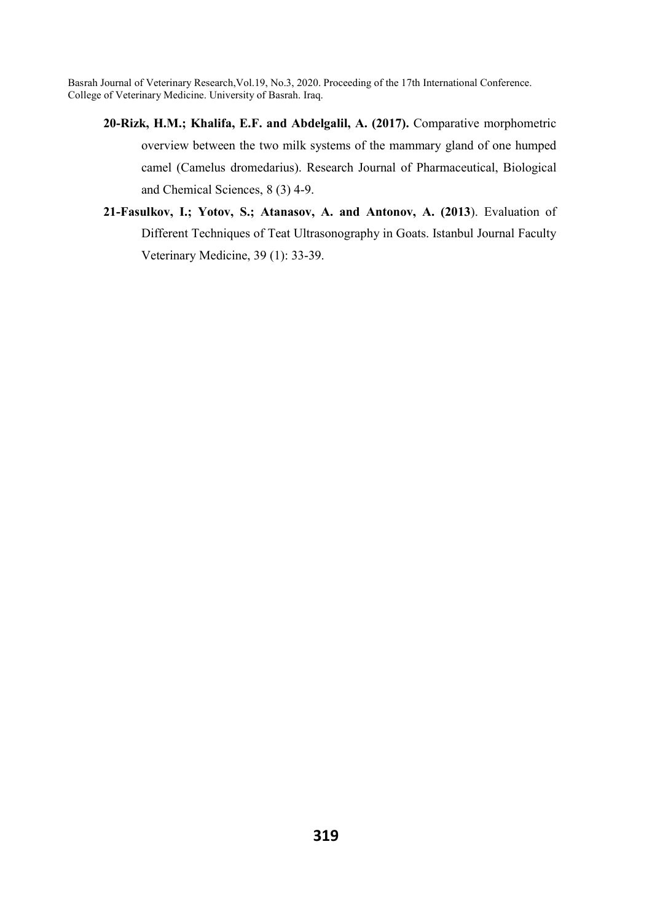**20-Rizk, H.M.; Khalifa, E.F. and Abdelgalil, A. (2017).** Comparative morphometric overview between the two milk systems of the mammary gland of one humped camel (Camelus dromedarius). Research Journal of Pharmaceutical, Biological and Chemical Sciences, 8 (3) 4-9.

**21-Fasulkov, I.; Yotov, S.; Atanasov, A. and Antonov, A. (2013**). Evaluation of Different Techniques of Teat Ultrasonography in Goats. Istanbul Journal Faculty Veterinary Medicine, 39 (1): 33-39.